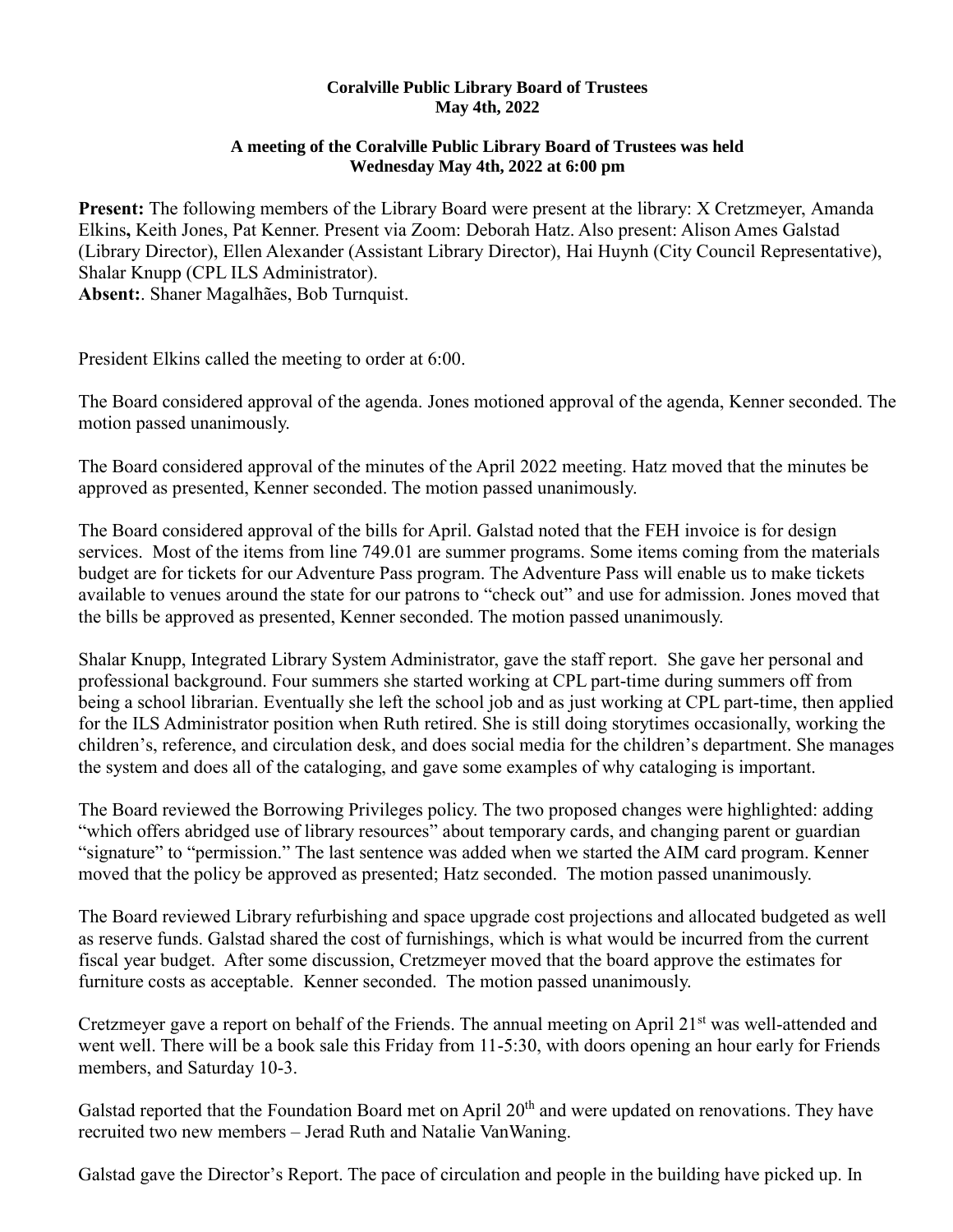**Coralville Public Library Board of Trustees**
**May 4th, 2022**

**A meeting of the Coralville Public Library Board of Trustees was held Wednesday May 4th, 2022 at 6:00 pm**

**Present:** The following members of the Library Board were present at the library: X Cretzmeyer, Amanda Elkins**,** Keith Jones, Pat Kenner. Present via Zoom: Deborah Hatz. Also present: Alison Ames Galstad (Library Director), Ellen Alexander (Assistant Library Director), Hai Huynh (City Council Representative), Shalar Knupp (CPL ILS Administrator).
**Absent:**. Shaner Magalhães, Bob Turnquist.

President Elkins called the meeting to order at 6:00.

The Board considered approval of the agenda. Jones motioned approval of the agenda, Kenner seconded. The motion passed unanimously.

The Board considered approval of the minutes of the April 2022 meeting. Hatz moved that the minutes be approved as presented, Kenner seconded. The motion passed unanimously.

The Board considered approval of the bills for April. Galstad noted that the FEH invoice is for design services. Most of the items from line 749.01 are summer programs. Some items coming from the materials budget are for tickets for our Adventure Pass program. The Adventure Pass will enable us to make tickets available to venues around the state for our patrons to "check out" and use for admission. Jones moved that the bills be approved as presented, Kenner seconded. The motion passed unanimously.

Shalar Knupp, Integrated Library System Administrator, gave the staff report. She gave her personal and professional background. Four summers she started working at CPL part-time during summers off from being a school librarian. Eventually she left the school job and as just working at CPL part-time, then applied for the ILS Administrator position when Ruth retired. She is still doing storytimes occasionally, working the children's, reference, and circulation desk, and does social media for the children's department. She manages the system and does all of the cataloging, and gave some examples of why cataloging is important.

The Board reviewed the Borrowing Privileges policy. The two proposed changes were highlighted: adding "which offers abridged use of library resources" about temporary cards, and changing parent or guardian "signature" to "permission." The last sentence was added when we started the AIM card program. Kenner moved that the policy be approved as presented; Hatz seconded. The motion passed unanimously.

The Board reviewed Library refurbishing and space upgrade cost projections and allocated budgeted as well as reserve funds. Galstad shared the cost of furnishings, which is what would be incurred from the current fiscal year budget. After some discussion, Cretzmeyer moved that the board approve the estimates for furniture costs as acceptable. Kenner seconded. The motion passed unanimously.

Cretzmeyer gave a report on behalf of the Friends. The annual meeting on April 21st was well-attended and went well. There will be a book sale this Friday from 11-5:30, with doors opening an hour early for Friends members, and Saturday 10-3.

Galstad reported that the Foundation Board met on April 20th and were updated on renovations. They have recruited two new members – Jerad Ruth and Natalie VanWaning.

Galstad gave the Director's Report. The pace of circulation and people in the building have picked up. In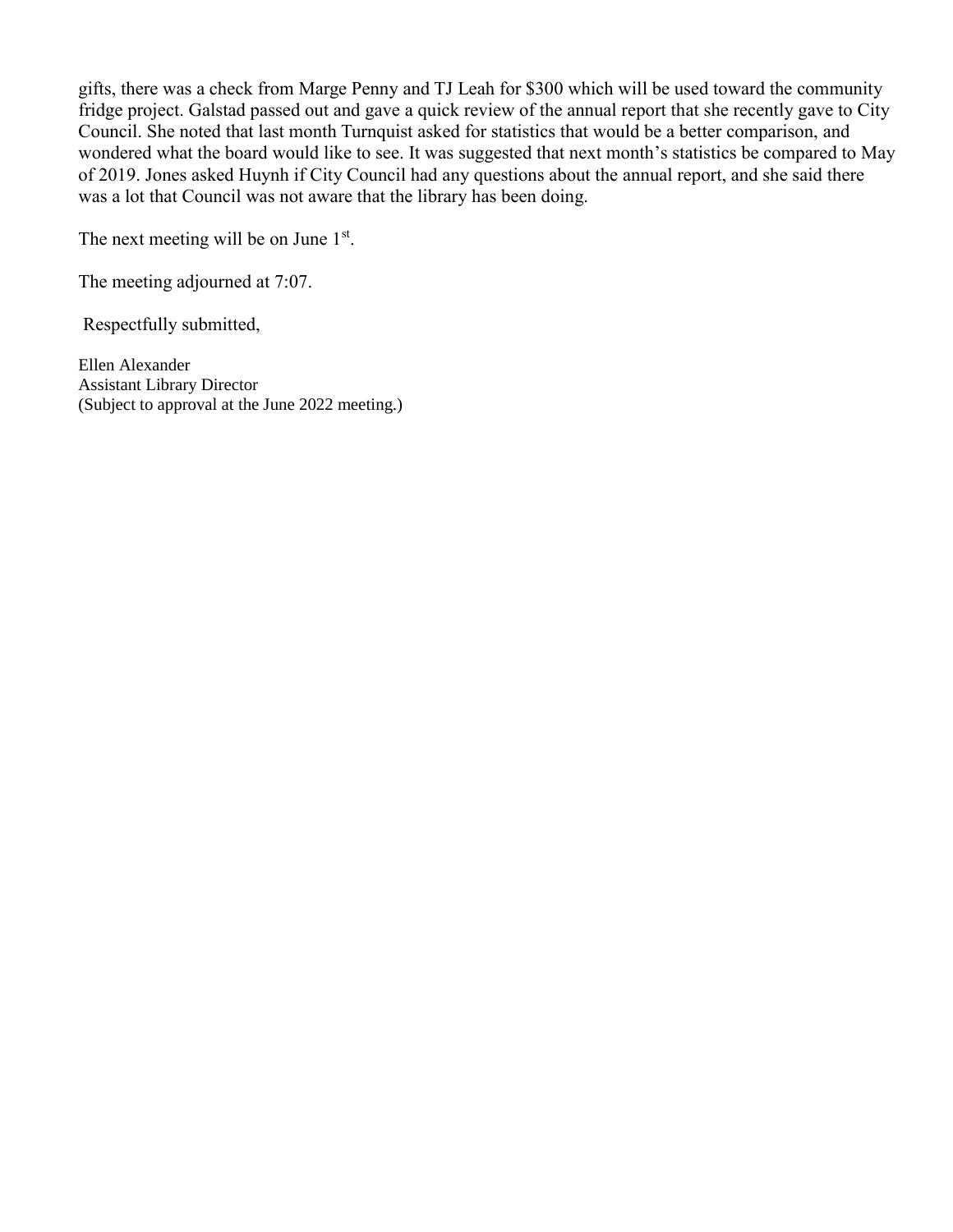gifts, there was a check from Marge Penny and TJ Leah for $300 which will be used toward the community fridge project. Galstad passed out and gave a quick review of the annual report that she recently gave to City Council. She noted that last month Turnquist asked for statistics that would be a better comparison, and wondered what the board would like to see. It was suggested that next month's statistics be compared to May of 2019. Jones asked Huynh if City Council had any questions about the annual report, and she said there was a lot that Council was not aware that the library has been doing.

The next meeting will be on June 1st.

The meeting adjourned at 7:07.

Respectfully submitted,

Ellen Alexander  
Assistant Library Director  
(Subject to approval at the June 2022 meeting.)